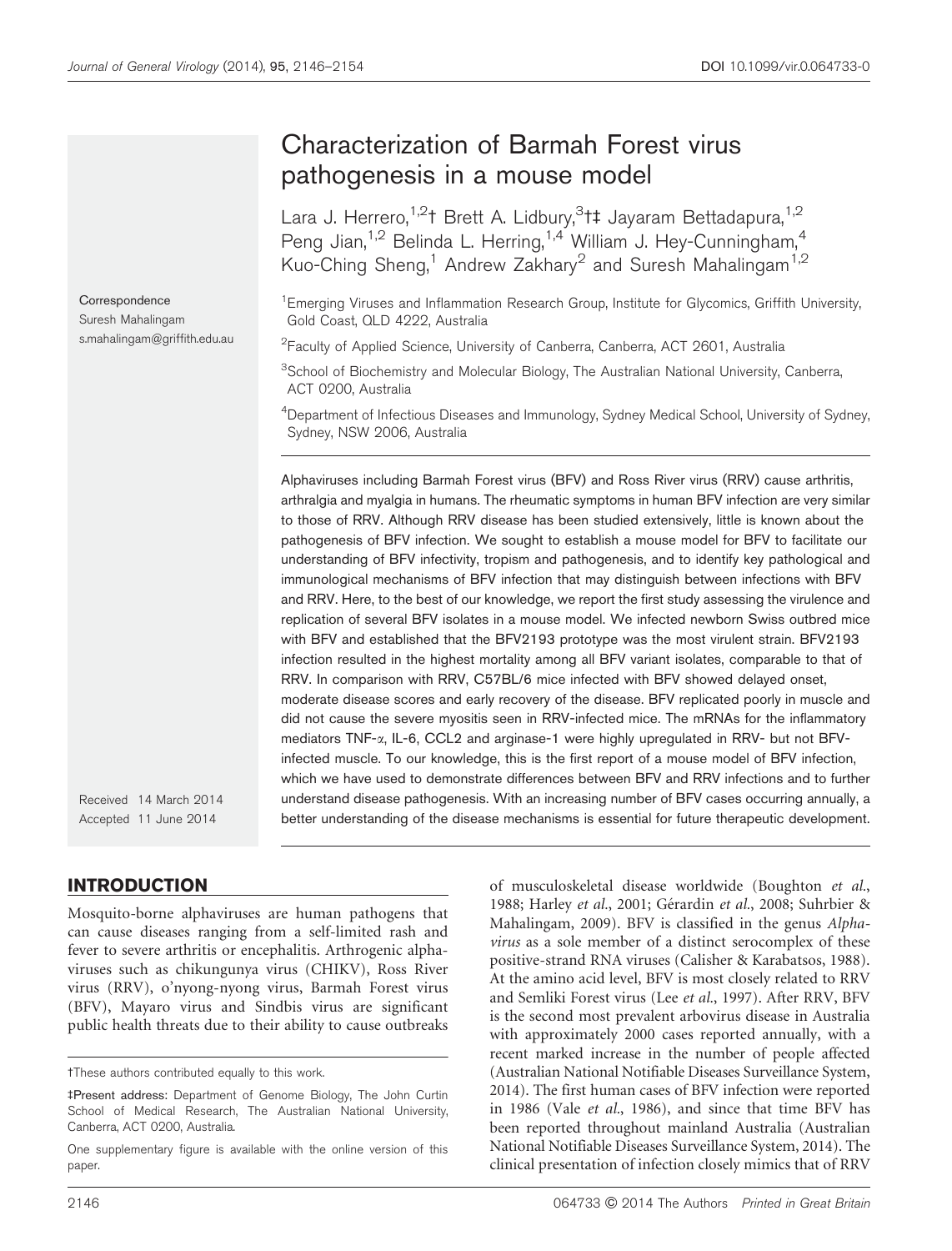# Characterization of Barmah Forest virus pathogenesis in a mouse model

Lara J. Herrero,[1,2]† Brett A. Lidbury,[3]†‡ Jayaram Bettadapura,[1,2] Peng Jian,[1,2] Belinda L. Herring,[1,4] William J. Hey-Cunningham,[4] Kuo-Ching Sheng,[1] Andrew Zakhary[2] and Suresh Mahalingam[1,2]

[1]Emerging Viruses and Inflammation Research Group, Institute for Glycomics, Griffith University, Gold Coast, QLD 4222, Australia

[2]Faculty of Applied Science, University of Canberra, Canberra, ACT 2601, Australia

[3]School of Biochemistry and Molecular Biology, The Australian National University, Canberra, ACT 0200, Australia

[4]Department of Infectious Diseases and Immunology, Sydney Medical School, University of Sydney, Sydney, NSW 2006, Australia

Correspondence
Suresh Mahalingam
s.mahalingam@griffith.edu.au

Received 14 March 2014
Accepted 11 June 2014

Alphaviruses including Barmah Forest virus (BFV) and Ross River virus (RRV) cause arthritis, arthralgia and myalgia in humans. The rheumatic symptoms in human BFV infection are very similar to those of RRV. Although RRV disease has been studied extensively, little is known about the pathogenesis of BFV infection. We sought to establish a mouse model for BFV to facilitate our understanding of BFV infectivity, tropism and pathogenesis, and to identify key pathological and immunological mechanisms of BFV infection that may distinguish between infections with BFV and RRV. Here, to the best of our knowledge, we report the first study assessing the virulence and replication of several BFV isolates in a mouse model. We infected newborn Swiss outbred mice with BFV and established that the BFV2193 prototype was the most virulent strain. BFV2193 infection resulted in the highest mortality among all BFV variant isolates, comparable to that of RRV. In comparison with RRV, C57BL/6 mice infected with BFV showed delayed onset, moderate disease scores and early recovery of the disease. BFV replicated poorly in muscle and did not cause the severe myositis seen in RRV-infected mice. The mRNAs for the inflammatory mediators TNF-α, IL-6, CCL2 and arginase-1 were highly upregulated in RRV- but not BFV-infected muscle. To our knowledge, this is the first report of a mouse model of BFV infection, which we have used to demonstrate differences between BFV and RRV infections and to further understand disease pathogenesis. With an increasing number of BFV cases occurring annually, a better understanding of the disease mechanisms is essential for future therapeutic development.

## INTRODUCTION

Mosquito-borne alphaviruses are human pathogens that can cause diseases ranging from a self-limited rash and fever to severe arthritis or encephalitis. Arthrogenic alphaviruses such as chikungunya virus (CHIKV), Ross River virus (RRV), o'nyong-nyong virus, Barmah Forest virus (BFV), Mayaro virus and Sindbis virus are significant public health threats due to their ability to cause outbreaks of musculoskeletal disease worldwide (Boughton *et al.*, 1988; Harley *et al.*, 2001; Gérardin *et al.*, 2008; Suhrbier & Mahalingam, 2009). BFV is classified in the genus *Alphavirus* as a sole member of a distinct serocomplex of these positive-strand RNA viruses (Calisher & Karabatsos, 1988). At the amino acid level, BFV is most closely related to RRV and Semliki Forest virus (Lee *et al.*, 1997). After RRV, BFV is the second most prevalent arbovirus disease in Australia with approximately 2000 cases reported annually, with a recent marked increase in the number of people affected (Australian National Notifiable Diseases Surveillance System, 2014). The first human cases of BFV infection were reported in 1986 (Vale *et al.*, 1986), and since that time BFV has been reported throughout mainland Australia (Australian National Notifiable Diseases Surveillance System, 2014). The clinical presentation of infection closely mimics that of RRV

†These authors contributed equally to this work.

‡Present address: Department of Genome Biology, The John Curtin School of Medical Research, The Australian National University, Canberra, ACT 0200, Australia.

One supplementary figure is available with the online version of this paper.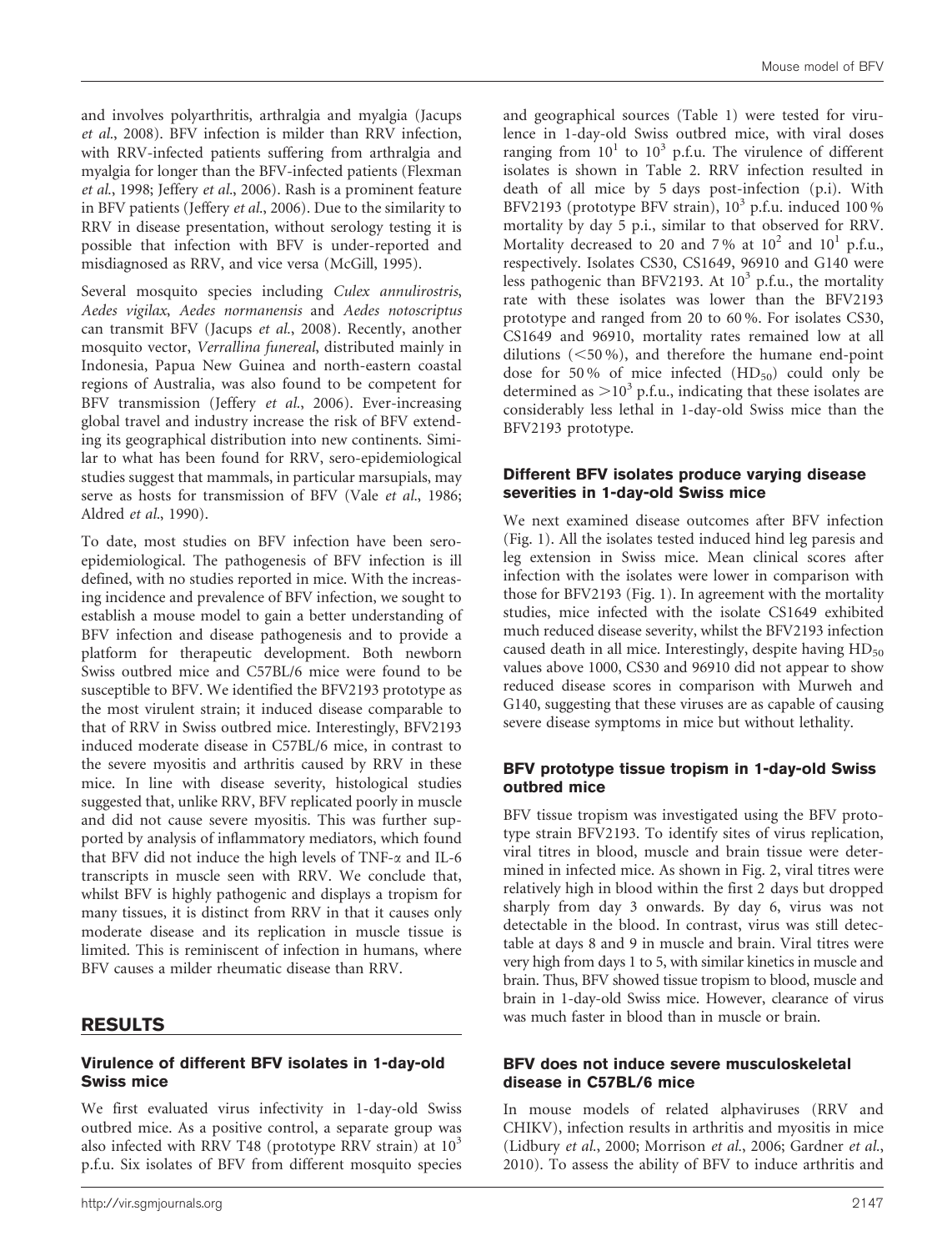and involves polyarthritis, arthralgia and myalgia (Jacups *et al.*, 2008). BFV infection is milder than RRV infection, with RRV-infected patients suffering from arthralgia and myalgia for longer than the BFV-infected patients (Flexman *et al.*, 1998; Jeffery *et al.*, 2006). Rash is a prominent feature in BFV patients (Jeffery *et al.*, 2006). Due to the similarity to RRV in disease presentation, without serology testing it is possible that infection with BFV is under-reported and misdiagnosed as RRV, and vice versa (McGill, 1995).

Several mosquito species including *Culex annulirostris*, *Aedes vigilax*, *Aedes normanensis* and *Aedes notoscriptus* can transmit BFV (Jacups *et al.*, 2008). Recently, another mosquito vector, *Verrallina funereal*, distributed mainly in Indonesia, Papua New Guinea and north-eastern coastal regions of Australia, was also found to be competent for BFV transmission (Jeffery *et al.*, 2006). Ever-increasing global travel and industry increase the risk of BFV extending its geographical distribution into new continents. Similar to what has been found for RRV, sero-epidemiological studies suggest that mammals, in particular marsupials, may serve as hosts for transmission of BFV (Vale *et al.*, 1986; Aldred *et al.*, 1990).

To date, most studies on BFV infection have been sero-epidemiological. The pathogenesis of BFV infection is ill defined, with no studies reported in mice. With the increasing incidence and prevalence of BFV infection, we sought to establish a mouse model to gain a better understanding of BFV infection and disease pathogenesis and to provide a platform for therapeutic development. Both newborn Swiss outbred mice and C57BL/6 mice were found to be susceptible to BFV. We identified the BFV2193 prototype as the most virulent strain; it induced disease comparable to that of RRV in Swiss outbred mice. Interestingly, BFV2193 induced moderate disease in C57BL/6 mice, in contrast to the severe myositis and arthritis caused by RRV in these mice. In line with disease severity, histological studies suggested that, unlike RRV, BFV replicated poorly in muscle and did not cause severe myositis. This was further supported by analysis of inflammatory mediators, which found that BFV did not induce the high levels of TNF-$\alpha$ and IL-6 transcripts in muscle seen with RRV. We conclude that, whilst BFV is highly pathogenic and displays a tropism for many tissues, it is distinct from RRV in that it causes only moderate disease and its replication in muscle tissue is limited. This is reminiscent of infection in humans, where BFV causes a milder rheumatic disease than RRV.

## RESULTS

### Virulence of different BFV isolates in 1-day-old Swiss mice

We first evaluated virus infectivity in 1-day-old Swiss outbred mice. As a positive control, a separate group was also infected with RRV T48 (prototype RRV strain) at $10^3$ p.f.u. Six isolates of BFV from different mosquito species and geographical sources (Table 1) were tested for virulence in 1-day-old Swiss outbred mice, with viral doses ranging from $10^1$ to $10^3$ p.f.u. The virulence of different isolates is shown in Table 2. RRV infection resulted in death of all mice by 5 days post-infection (p.i). With BFV2193 (prototype BFV strain), $10^3$ p.f.u. induced 100 % mortality by day 5 p.i., similar to that observed for RRV. Mortality decreased to 20 and 7 % at $10^2$ and $10^1$ p.f.u., respectively. Isolates CS30, CS1649, 96910 and G140 were less pathogenic than BFV2193. At $10^3$ p.f.u., the mortality rate with these isolates was lower than the BFV2193 prototype and ranged from 20 to 60 %. For isolates CS30, CS1649 and 96910, mortality rates remained low at all dilutions (<50 %), and therefore the humane end-point dose for 50 % of mice infected ($HD_{50}$) could only be determined as $>10^3$ p.f.u., indicating that these isolates are considerably less lethal in 1-day-old Swiss mice than the BFV2193 prototype.

### Different BFV isolates produce varying disease severities in 1-day-old Swiss mice

We next examined disease outcomes after BFV infection (Fig. 1). All the isolates tested induced hind leg paresis and leg extension in Swiss mice. Mean clinical scores after infection with the isolates were lower in comparison with those for BFV2193 (Fig. 1). In agreement with the mortality studies, mice infected with the isolate CS1649 exhibited much reduced disease severity, whilst the BFV2193 infection caused death in all mice. Interestingly, despite having $HD_{50}$ values above 1000, CS30 and 96910 did not appear to show reduced disease scores in comparison with Murweh and G140, suggesting that these viruses are as capable of causing severe disease symptoms in mice but without lethality.

### BFV prototype tissue tropism in 1-day-old Swiss outbred mice

BFV tissue tropism was investigated using the BFV prototype strain BFV2193. To identify sites of virus replication, viral titres in blood, muscle and brain tissue were determined in infected mice. As shown in Fig. 2, viral titres were relatively high in blood within the first 2 days but dropped sharply from day 3 onwards. By day 6, virus was not detectable in the blood. In contrast, virus was still detectable at days 8 and 9 in muscle and brain. Viral titres were very high from days 1 to 5, with similar kinetics in muscle and brain. Thus, BFV showed tissue tropism to blood, muscle and brain in 1-day-old Swiss mice. However, clearance of virus was much faster in blood than in muscle or brain.

### BFV does not induce severe musculoskeletal disease in C57BL/6 mice

In mouse models of related alphaviruses (RRV and CHIKV), infection results in arthritis and myositis in mice (Lidbury *et al.*, 2000; Morrison *et al.*, 2006; Gardner *et al.*, 2010). To assess the ability of BFV to induce arthritis and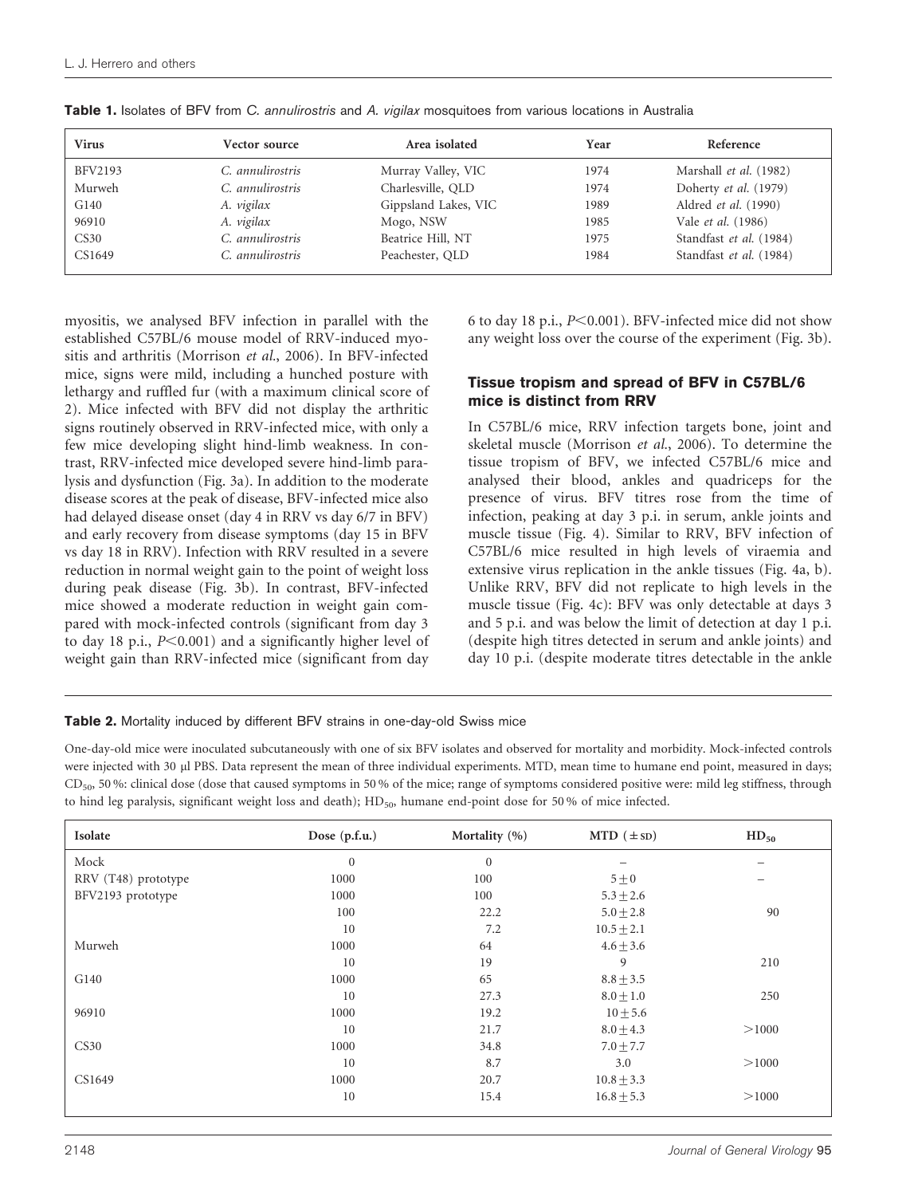**Table 1.** Isolates of BFV from *C. annulirostris* and *A. vigilax* mosquitoes from various locations in Australia

| Virus | Vector source | Area isolated | Year | Reference |
|---|---|---|---|---|
| BFV2193 | *C. annulirostris* | Murray Valley, VIC | 1974 | Marshall *et al.* (1982) |
| Murweh | *C. annulirostris* | Charlesville, QLD | 1974 | Doherty *et al.* (1979) |
| G140 | *A. vigilax* | Gippsland Lakes, VIC | 1989 | Aldred *et al.* (1990) |
| 96910 | *A. vigilax* | Mogo, NSW | 1985 | Vale *et al.* (1986) |
| CS30 | *C. annulirostris* | Beatrice Hill, NT | 1975 | Standfast *et al.* (1984) |
| CS1649 | *C. annulirostris* | Peachester, QLD | 1984 | Standfast *et al.* (1984) |

myositis, we analysed BFV infection in parallel with the established C57BL/6 mouse model of RRV-induced myositis and arthritis (Morrison *et al.*, 2006). In BFV-infected mice, signs were mild, including a hunched posture with lethargy and ruffled fur (with a maximum clinical score of 2). Mice infected with BFV did not display the arthritic signs routinely observed in RRV-infected mice, with only a few mice developing slight hind-limb weakness. In contrast, RRV-infected mice developed severe hind-limb paralysis and dysfunction (Fig. 3a). In addition to the moderate disease scores at the peak of disease, BFV-infected mice also had delayed disease onset (day 4 in RRV vs day 6/7 in BFV) and early recovery from disease symptoms (day 15 in BFV vs day 18 in RRV). Infection with RRV resulted in a severe reduction in normal weight gain to the point of weight loss during peak disease (Fig. 3b). In contrast, BFV-infected mice showed a moderate reduction in weight gain compared with mock-infected controls (significant from day 3 to day 18 p.i., $P<0.001$) and a significantly higher level of weight gain than RRV-infected mice (significant from day 6 to day 18 p.i., $P<0.001$). BFV-infected mice did not show any weight loss over the course of the experiment (Fig. 3b).

### Tissue tropism and spread of BFV in C57BL/6 mice is distinct from RRV

In C57BL/6 mice, RRV infection targets bone, joint and skeletal muscle (Morrison *et al.*, 2006). To determine the tissue tropism of BFV, we infected C57BL/6 mice and analysed their blood, ankles and quadriceps for the presence of virus. BFV titres rose from the time of infection, peaking at day 3 p.i. in serum, ankle joints and muscle tissue (Fig. 4). Similar to RRV, BFV infection of C57BL/6 mice resulted in high levels of viraemia and extensive virus replication in the ankle tissues (Fig. 4a, b). Unlike RRV, BFV did not replicate to high levels in the muscle tissue (Fig. 4c): BFV was only detectable at days 3 and 5 p.i. and was below the limit of detection at day 1 p.i. (despite high titres detected in serum and ankle joints) and day 10 p.i. (despite moderate titres detectable in the ankle

**Table 2.** Mortality induced by different BFV strains in one-day-old Swiss mice

One-day-old mice were inoculated subcutaneously with one of six BFV isolates and observed for mortality and morbidity. Mock-infected controls were injected with 30 μl PBS. Data represent the mean of three individual experiments. MTD, mean time to humane end point, measured in days; $CD_{50}$, 50 %: clinical dose (dose that caused symptoms in 50 % of the mice; range of symptoms considered positive were: mild leg stiffness, through to hind leg paralysis, significant weight loss and death); $HD_{50}$, humane end-point dose for 50 % of mice infected.

| Isolate | Dose (p.f.u.) | Mortality (%) | MTD ($\pm$SD) | $HD_{50}$ |
|---|---|---|---|---|
| Mock | 0 | 0 | – | – |
| RRV (T48) prototype | 1000 | 100 | $5\pm0$ | – |
| BFV2193 prototype | 1000 | 100 | $5.3\pm2.6$ | |
| | 100 | 22.2 | $5.0\pm2.8$ | 90 |
| | 10 | 7.2 | $10.5\pm2.1$ | |
| Murweh | 1000 | 64 | $4.6\pm3.6$ | |
| | 10 | 19 | 9 | 210 |
| G140 | 1000 | 65 | $8.8\pm3.5$ | |
| | 10 | 27.3 | $8.0\pm1.0$ | 250 |
| 96910 | 1000 | 19.2 | $10\pm5.6$ | |
| | 10 | 21.7 | $8.0\pm4.3$ | >1000 |
| CS30 | 1000 | 34.8 | $7.0\pm7.7$ | |
| | 10 | 8.7 | 3.0 | >1000 |
| CS1649 | 1000 | 20.7 | $10.8\pm3.3$ | |
| | 10 | 15.4 | $16.8\pm5.3$ | >1000 |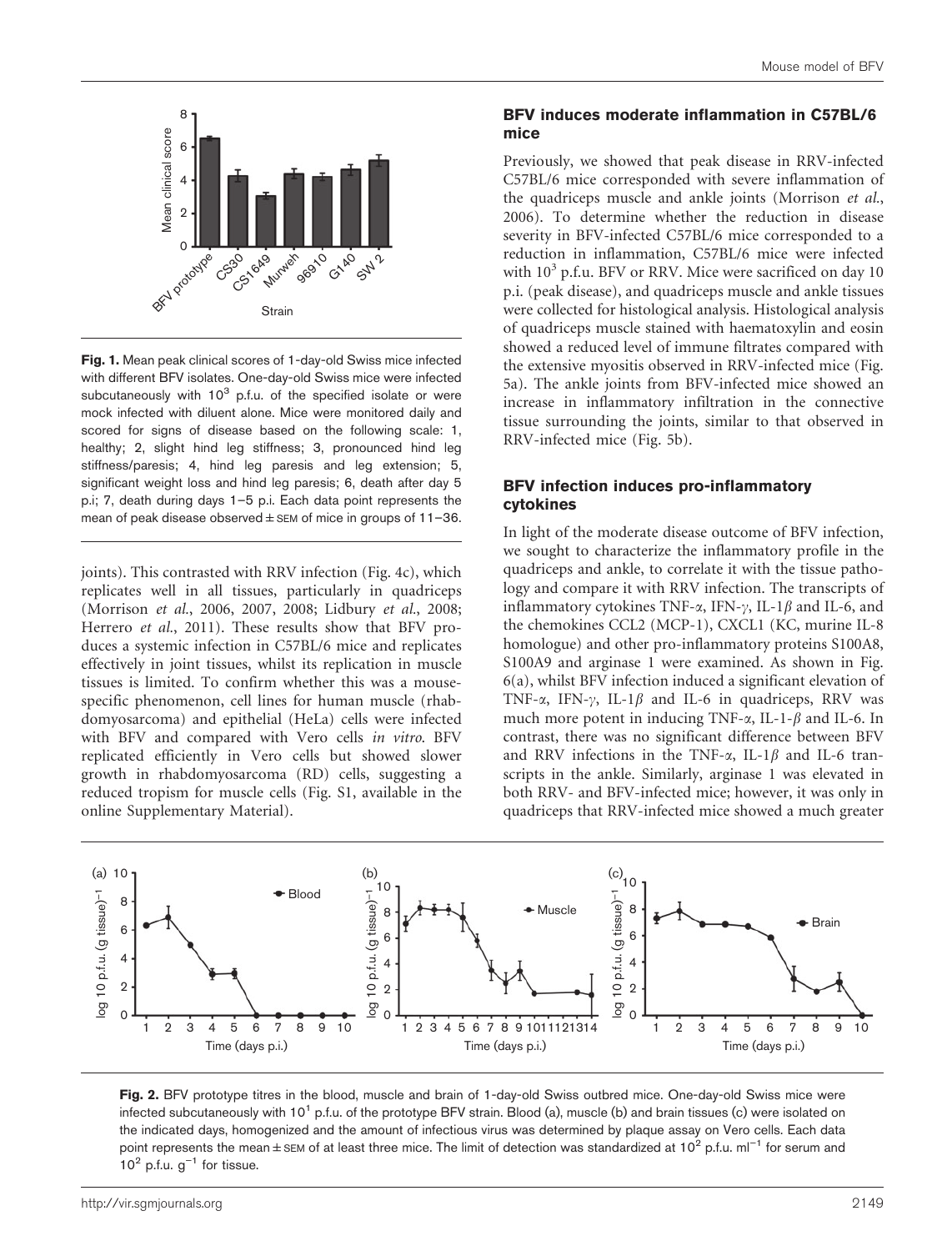**Fig. 1.** Mean peak clinical scores of 1-day-old Swiss mice infected with different BFV isolates. One-day-old Swiss mice were infected subcutaneously with $10^3$ p.f.u. of the specified isolate or were mock infected with diluent alone. Mice were monitored daily and scored for signs of disease based on the following scale: 1, healthy; 2, slight hind leg stiffness; 3, pronounced hind leg stiffness/paresis; 4, hind leg paresis and leg extension; 5, significant weight loss and hind leg paresis; 6, death after day 5 p.i; 7, death during days 1–5 p.i. Each data point represents the mean of peak disease observed ± SEM of mice in groups of 11–36.

joints). This contrasted with RRV infection (Fig. 4c), which replicates well in all tissues, particularly in quadriceps (Morrison *et al.*, 2006, 2007, 2008; Lidbury *et al.*, 2008; Herrero *et al.*, 2011). These results show that BFV produces a systemic infection in C57BL/6 mice and replicates effectively in joint tissues, whilst its replication in muscle tissues is limited. To confirm whether this was a mouse-specific phenomenon, cell lines for human muscle (rhabdomyosarcoma) and epithelial (HeLa) cells were infected with BFV and compared with Vero cells *in vitro*. BFV replicated efficiently in Vero cells but showed slower growth in rhabdomyosarcoma (RD) cells, suggesting a reduced tropism for muscle cells (Fig. S1, available in the online Supplementary Material).

### BFV induces moderate inflammation in C57BL/6 mice

Previously, we showed that peak disease in RRV-infected C57BL/6 mice corresponded with severe inflammation of the quadriceps muscle and ankle joints (Morrison *et al.*, 2006). To determine whether the reduction in disease severity in BFV-infected C57BL/6 mice corresponded to a reduction in inflammation, C57BL/6 mice were infected with $10^3$ p.f.u. BFV or RRV. Mice were sacrificed on day 10 p.i. (peak disease), and quadriceps muscle and ankle tissues were collected for histological analysis. Histological analysis of quadriceps muscle stained with haematoxylin and eosin showed a reduced level of immune filtrates compared with the extensive myositis observed in RRV-infected mice (Fig. 5a). The ankle joints from BFV-infected mice showed an increase in inflammatory infiltration in the connective tissue surrounding the joints, similar to that observed in RRV-infected mice (Fig. 5b).

### BFV infection induces pro-inflammatory cytokines

In light of the moderate disease outcome of BFV infection, we sought to characterize the inflammatory profile in the quadriceps and ankle, to correlate it with the tissue pathology and compare it with RRV infection. The transcripts of inflammatory cytokines TNF-$\alpha$, IFN-$\gamma$, IL-1$\beta$ and IL-6, and the chemokines CCL2 (MCP-1), CXCL1 (KC, murine IL-8 homologue) and other pro-inflammatory proteins S100A8, S100A9 and arginase 1 were examined. As shown in Fig. 6(a), whilst BFV infection induced a significant elevation of TNF-$\alpha$, IFN-$\gamma$, IL-1$\beta$ and IL-6 in quadriceps, RRV was much more potent in inducing TNF-$\alpha$, IL-1-$\beta$ and IL-6. In contrast, there was no significant difference between BFV and RRV infections in the TNF-$\alpha$, IL-1$\beta$ and IL-6 transcripts in the ankle. Similarly, arginase 1 was elevated in both RRV- and BFV-infected mice; however, it was only in quadriceps that RRV-infected mice showed a much greater

**Fig. 2.** BFV prototype titres in the blood, muscle and brain of 1-day-old Swiss outbred mice. One-day-old Swiss mice were infected subcutaneously with $10^1$ p.f.u. of the prototype BFV strain. Blood (a), muscle (b) and brain tissues (c) were isolated on the indicated days, homogenized and the amount of infectious virus was determined by plaque assay on Vero cells. Each data point represents the mean ± SEM of at least three mice. The limit of detection was standardized at $10^2$ p.f.u. $ml^{-1}$ for serum and $10^2$ p.f.u. $g^{-1}$ for tissue.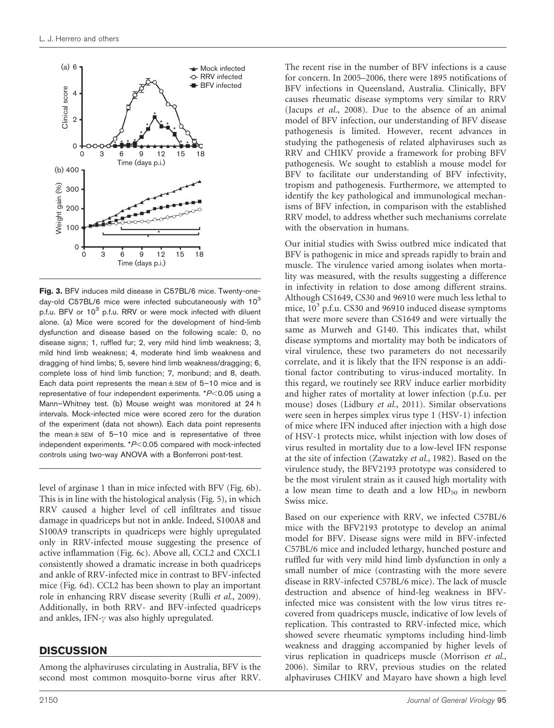**Fig. 3.** BFV induces mild disease in C57BL/6 mice. Twenty-one-day-old C57BL/6 mice were infected subcutaneously with $10^3$ p.f.u. BFV or $10^3$ p.f.u. RRV or were mock infected with diluent alone. (a) Mice were scored for the development of hind-limb dysfunction and disease based on the following scale: 0, no disease signs; 1, ruffled fur; 2, very mild hind limb weakness; 3, mild hind limb weakness; 4, moderate hind limb weakness and dragging of hind limbs; 5, severe hind limb weakness/dragging; 6, complete loss of hind limb function; 7, moribund; and 8, death. Each data point represents the mean ± SEM of 5–10 mice and is representative of four independent experiments. *$P<0.05$ using a Mann–Whitney test. (b) Mouse weight was monitored at 24 h intervals. Mock-infected mice were scored zero for the duration of the experiment (data not shown). Each data point represents the mean ± SEM of 5–10 mice and is representative of three independent experiments. *$P<0.05$ compared with mock-infected controls using two-way ANOVA with a Bonferroni post-test.

level of arginase 1 than in mice infected with BFV (Fig. 6b). This is in line with the histological analysis (Fig. 5), in which RRV caused a higher level of cell infiltrates and tissue damage in quadriceps but not in ankle. Indeed, S100A8 and S100A9 transcripts in quadriceps were highly upregulated only in RRV-infected mouse suggesting the presence of active inflammation (Fig. 6c). Above all, CCL2 and CXCL1 consistently showed a dramatic increase in both quadriceps and ankle of RRV-infected mice in contrast to BFV-infected mice (Fig. 6d). CCL2 has been shown to play an important role in enhancing RRV disease severity (Rulli *et al.*, 2009). Additionally, in both RRV- and BFV-infected quadriceps and ankles, IFN-$\gamma$ was also highly upregulated.

## DISCUSSION

Among the alphaviruses circulating in Australia, BFV is the second most common mosquito-borne virus after RRV. The recent rise in the number of BFV infections is a cause for concern. In 2005–2006, there were 1895 notifications of BFV infections in Queensland, Australia. Clinically, BFV causes rheumatic disease symptoms very similar to RRV (Jacups *et al.*, 2008). Due to the absence of an animal model of BFV infection, our understanding of BFV disease pathogenesis is limited. However, recent advances in studying the pathogenesis of related alphaviruses such as RRV and CHIKV provide a framework for probing BFV pathogenesis. We sought to establish a mouse model for BFV to facilitate our understanding of BFV infectivity, tropism and pathogenesis. Furthermore, we attempted to identify the key pathological and immunological mechanisms of BFV infection, in comparison with the established RRV model, to address whether such mechanisms correlate with the observation in humans.

Our initial studies with Swiss outbred mice indicated that BFV is pathogenic in mice and spreads rapidly to brain and muscle. The virulence varied among isolates when mortality was measured, with the results suggesting a difference in infectivity in relation to dose among different strains. Although CS1649, CS30 and 96910 were much less lethal to mice, $10^3$ p.f.u. CS30 and 96910 induced disease symptoms that were more severe than CS1649 and were virtually the same as Murweh and G140. This indicates that, whilst disease symptoms and mortality may both be indicators of viral virulence, these two parameters do not necessarily correlate, and it is likely that the IFN response is an additional factor contributing to virus-induced mortality. In this regard, we routinely see RRV induce earlier morbidity and higher rates of mortality at lower infection (p.f.u. per mouse) doses (Lidbury *et al.*, 2011). Similar observations were seen in herpes simplex virus type 1 (HSV-1) infection of mice where IFN induced after injection with a high dose of HSV-1 protects mice, whilst injection with low doses of virus resulted in mortality due to a low-level IFN response at the site of infection (Zawatzky *et al.*, 1982). Based on the virulence study, the BFV2193 prototype was considered to be the most virulent strain as it caused high mortality with a low mean time to death and a low $HD_{50}$ in newborn Swiss mice.

Based on our experience with RRV, we infected C57BL/6 mice with the BFV2193 prototype to develop an animal model for BFV. Disease signs were mild in BFV-infected C57BL/6 mice and included lethargy, hunched posture and ruffled fur with very mild hind limb dysfunction in only a small number of mice (contrasting with the more severe disease in RRV-infected C57BL/6 mice). The lack of muscle destruction and absence of hind-leg weakness in BFV-infected mice was consistent with the low virus titres recovered from quadriceps muscle, indicative of low levels of replication. This contrasted to RRV-infected mice, which showed severe rheumatic symptoms including hind-limb weakness and dragging accompanied by higher levels of virus replication in quadriceps muscle (Morrison *et al.*, 2006). Similar to RRV, previous studies on the related alphaviruses CHIKV and Mayaro have shown a high level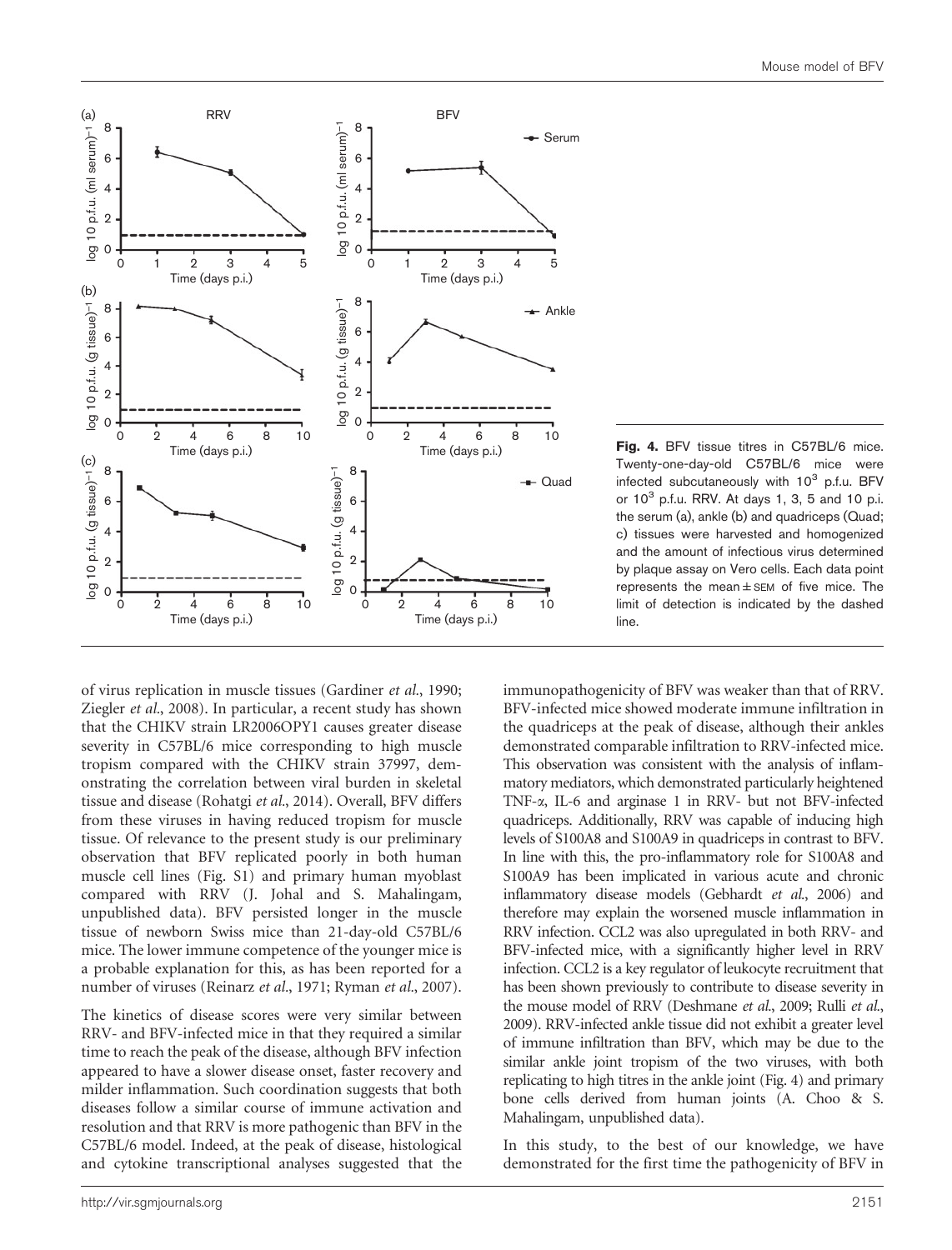**Fig. 4.** BFV tissue titres in C57BL/6 mice. Twenty-one-day-old C57BL/6 mice were infected subcutaneously with $10^3$ p.f.u. BFV or $10^3$ p.f.u. RRV. At days 1, 3, 5 and 10 p.i. the serum (a), ankle (b) and quadriceps (Quad; c) tissues were harvested and homogenized and the amount of infectious virus determined by plaque assay on Vero cells. Each data point represents the mean ± SEM of five mice. The limit of detection is indicated by the dashed line.

of virus replication in muscle tissues (Gardiner *et al.*, 1990; Ziegler *et al.*, 2008). In particular, a recent study has shown that the CHIKV strain LR2006OPY1 causes greater disease severity in C57BL/6 mice corresponding to high muscle tropism compared with the CHIKV strain 37997, demonstrating the correlation between viral burden in skeletal tissue and disease (Rohatgi *et al.*, 2014). Overall, BFV differs from these viruses in having reduced tropism for muscle tissue. Of relevance to the present study is our preliminary observation that BFV replicated poorly in both human muscle cell lines (Fig. S1) and primary human myoblast compared with RRV (J. Johal and S. Mahalingam, unpublished data). BFV persisted longer in the muscle tissue of newborn Swiss mice than 21-day-old C57BL/6 mice. The lower immune competence of the younger mice is a probable explanation for this, as has been reported for a number of viruses (Reinarz *et al.*, 1971; Ryman *et al.*, 2007).

The kinetics of disease scores were very similar between RRV- and BFV-infected mice in that they required a similar time to reach the peak of the disease, although BFV infection appeared to have a slower disease onset, faster recovery and milder inflammation. Such coordination suggests that both diseases follow a similar course of immune activation and resolution and that RRV is more pathogenic than BFV in the C57BL/6 model. Indeed, at the peak of disease, histological and cytokine transcriptional analyses suggested that the immunopathogenicity of BFV was weaker than that of RRV. BFV-infected mice showed moderate immune infiltration in the quadriceps at the peak of disease, although their ankles demonstrated comparable infiltration to RRV-infected mice. This observation was consistent with the analysis of inflammatory mediators, which demonstrated particularly heightened TNF-α, IL-6 and arginase 1 in RRV- but not BFV-infected quadriceps. Additionally, RRV was capable of inducing high levels of S100A8 and S100A9 in quadriceps in contrast to BFV. In line with this, the pro-inflammatory role for S100A8 and S100A9 has been implicated in various acute and chronic inflammatory disease models (Gebhardt *et al.*, 2006) and therefore may explain the worsened muscle inflammation in RRV infection. CCL2 was also upregulated in both RRV- and BFV-infected mice, with a significantly higher level in RRV infection. CCL2 is a key regulator of leukocyte recruitment that has been shown previously to contribute to disease severity in the mouse model of RRV (Deshmane *et al.*, 2009; Rulli *et al.*, 2009). RRV-infected ankle tissue did not exhibit a greater level of immune infiltration than BFV, which may be due to the similar ankle joint tropism of the two viruses, with both replicating to high titres in the ankle joint (Fig. 4) and primary bone cells derived from human joints (A. Choo & S. Mahalingam, unpublished data).

In this study, to the best of our knowledge, we have demonstrated for the first time the pathogenicity of BFV in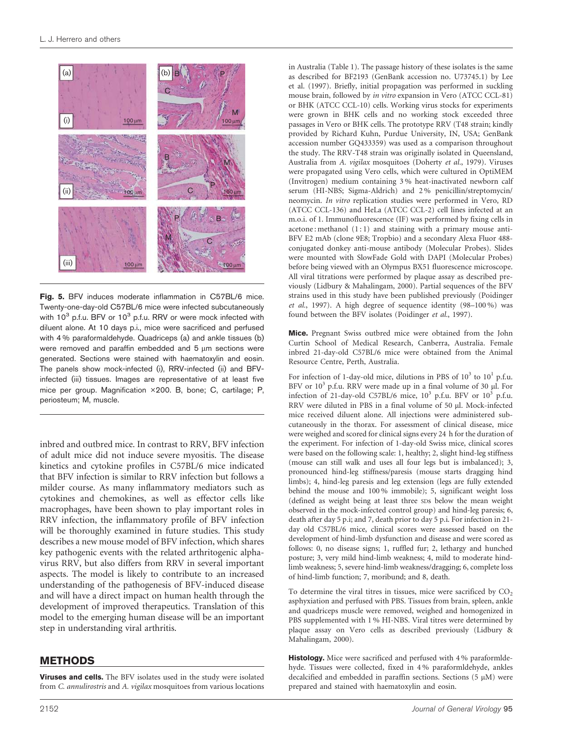Fig. 5. BFV induces moderate inflammation in C57BL/6 mice. Twenty-one-day-old C57BL/6 mice were infected subcutaneously with $10^3$ p.f.u. BFV or $10^3$ p.f.u. RRV or were mock infected with diluent alone. At 10 days p.i., mice were sacrificed and perfused with 4 % paraformaldehyde. Quadriceps (a) and ankle tissues (b) were removed and paraffin embedded and 5 μm sections were generated. Sections were stained with haematoxylin and eosin. The panels show mock-infected (i), RRV-infected (ii) and BFV-infected (iii) tissues. Images are representative of at least five mice per group. Magnification ×200. B, bone; C, cartilage; P, periosteum; M, muscle.

inbred and outbred mice. In contrast to RRV, BFV infection of adult mice did not induce severe myositis. The disease kinetics and cytokine profiles in C57BL/6 mice indicated that BFV infection is similar to RRV infection but follows a milder course. As many inflammatory mediators such as cytokines and chemokines, as well as effector cells like macrophages, have been shown to play important roles in RRV infection, the inflammatory profile of BFV infection will be thoroughly examined in future studies. This study describes a new mouse model of BFV infection, which shares key pathogenic events with the related arthritogenic alphavirus RRV, but also differs from RRV in several important aspects. The model is likely to contribute to an increased understanding of the pathogenesis of BFV-induced disease and will have a direct impact on human health through the development of improved therapeutics. Translation of this model to the emerging human disease will be an important step in understanding viral arthritis.

## METHODS

**Viruses and cells.** The BFV isolates used in the study were isolated from *C. annulirostris* and *A. vigilax* mosquitoes from various locations in Australia (Table 1). The passage history of these isolates is the same as described for BF2193 (GenBank accession no. U73745.1) by Lee et al. (1997). Briefly, initial propagation was performed in suckling mouse brain, followed by *in vitro* expansion in Vero (ATCC CCL-81) or BHK (ATCC CCL-10) cells. Working virus stocks for experiments were grown in BHK cells and no working stock exceeded three passages in Vero or BHK cells. The prototype RRV (T48 strain; kindly provided by Richard Kuhn, Purdue University, IN, USA; GenBank accession number GQ433359) was used as a comparison throughout the study. The RRV-T48 strain was originally isolated in Queensland, Australia from *A. vigilax* mosquitoes (Doherty *et al*., 1979). Viruses were propagated using Vero cells, which were cultured in OptiMEM (Invitrogen) medium containing 3 % heat-inactivated newborn calf serum (HI-NBS; Sigma-Aldrich) and 2 % penicillin/streptomycin/neomycin. *In vitro* replication studies were performed in Vero, RD (ATCC CCL-136) and HeLa (ATCC CCL-2) cell lines infected at an m.o.i. of 1. Immunofluorescence (IF) was performed by fixing cells in acetone : methanol (1 : 1) and staining with a primary mouse anti-BFV E2 mAb (clone 9E8; Tropbio) and a secondary Alexa Fluor 488-conjugated donkey anti-mouse antibody (Molecular Probes). Slides were mounted with SlowFade Gold with DAPI (Molecular Probes) before being viewed with an Olympus BX51 fluorescence microscope. All viral titrations were performed by plaque assay as described previously (Lidbury & Mahalingam, 2000). Partial sequences of the BFV strains used in this study have been published previously (Poidinger *et al*., 1997). A high degree of sequence identity (98–100 %) was found between the BFV isolates (Poidinger *et al*., 1997).

**Mice.** Pregnant Swiss outbred mice were obtained from the John Curtin School of Medical Research, Canberra, Australia. Female inbred 21-day-old C57BL/6 mice were obtained from the Animal Resource Centre, Perth, Australia.

For infection of 1-day-old mice, dilutions in PBS of $10^3$ to $10^1$ p.f.u. BFV or $10^3$ p.f.u. RRV were made up in a final volume of 30 μl. For infection of 21-day-old C57BL/6 mice, $10^3$ p.f.u. BFV or $10^3$ p.f.u. RRV were diluted in PBS in a final volume of 50 μl. Mock-infected mice received diluent alone. All injections were administered subcutaneously in the thorax. For assessment of clinical disease, mice were weighed and scored for clinical signs every 24 h for the duration of the experiment. For infection of 1-day-old Swiss mice, clinical scores were based on the following scale: 1, healthy; 2, slight hind-leg stiffness (mouse can still walk and uses all four legs but is imbalanced); 3, pronounced hind-leg stiffness/paresis (mouse starts dragging hind limbs); 4, hind-leg paresis and leg extension (legs are fully extended behind the mouse and 100 % immobile); 5, significant weight loss (defined as weight being at least three SDs below the mean weight observed in the mock-infected control group) and hind-leg paresis; 6, death after day 5 p.i; and 7, death prior to day 5 p.i. For infection in 21-day old C57BL/6 mice, clinical scores were assessed based on the development of hind-limb dysfunction and disease and were scored as follows: 0, no disease signs; 1, ruffled fur; 2, lethargy and hunched posture; 3, very mild hind-limb weakness; 4, mild to moderate hind-limb weakness; 5, severe hind-limb weakness/dragging; 6, complete loss of hind-limb function; 7, moribund; and 8, death.

To determine the viral titres in tissues, mice were sacrificed by $CO_2$ asphyxiation and perfused with PBS. Tissues from brain, spleen, ankle and quadriceps muscle were removed, weighed and homogenized in PBS supplemented with 1 % HI-NBS. Viral titres were determined by plaque assay on Vero cells as described previously (Lidbury & Mahalingam, 2000).

**Histology.** Mice were sacrificed and perfused with 4 % paraformldehyde. Tissues were collected, fixed in 4 % paraformldehyde, ankles decalcified and embedded in paraffin sections. Sections (5 μM) were prepared and stained with haematoxylin and eosin.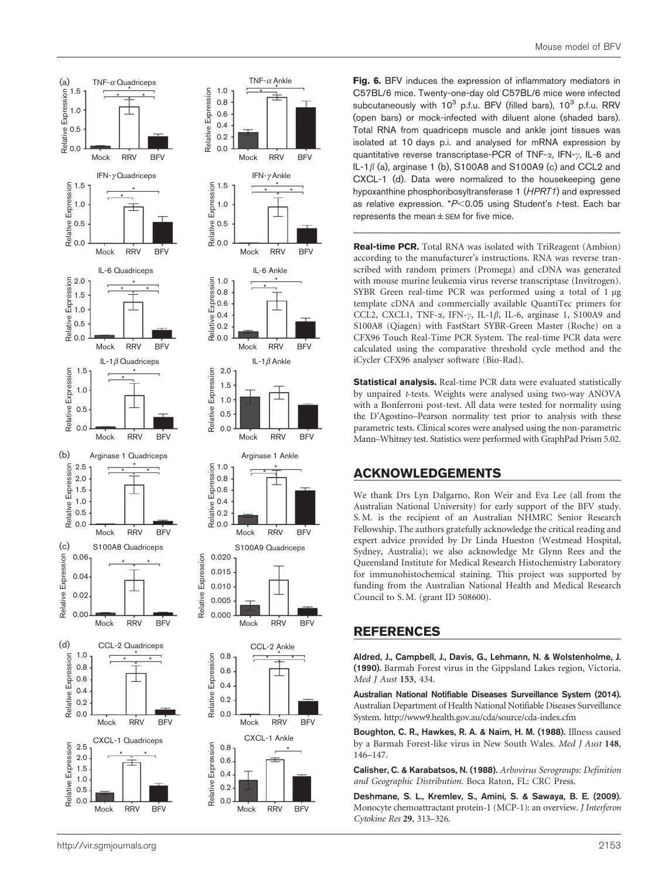**Fig. 6.** BFV induces the expression of inflammatory mediators in C57BL/6 mice. Twenty-one-day old C57BL/6 mice were infected subcutaneously with $10^3$ p.f.u. BFV (filled bars), $10^3$ p.f.u. RRV (open bars) or mock-infected with diluent alone (shaded bars). Total RNA from quadriceps muscle and ankle joint tissues was isolated at 10 days p.i. and analysed for mRNA expression by quantitative reverse transcriptase-PCR of TNF-$\alpha$, IFN-$\gamma$, IL-6 and IL-1$\beta$ (a), arginase 1 (b), S100A8 and S100A9 (c) and CCL2 and CXCL-1 (d). Data were normalized to the housekeeping gene hypoxanthine phosphoribosyltransferase 1 (*HPRT1*) and expressed as relative expression. *$P<0.05$ using Student's *t*-test. Each bar represents the mean ± SEM for five mice.

**Real-time PCR.** Total RNA was isolated with TriReagent (Ambion) according to the manufacturer's instructions. RNA was reverse transcribed with random primers (Promega) and cDNA was generated with mouse murine leukemia virus reverse transcriptase (Invitrogen). SYBR Green real-time PCR was performed using a total of 1 μg template cDNA and commercially available QuantiTec primers for CCL2, CXCL1, TNF-$\alpha$, IFN-$\gamma$, IL-1$\beta$, IL-6, arginase 1, S100A9 and S100A8 (Qiagen) with FastStart SYBR-Green Master (Roche) on a CFX96 Touch Real-Time PCR System. The real-time PCR data were calculated using the comparative threshold cycle method and the iCycler CFX96 analyser software (Bio-Rad).

**Statistical analysis.** Real-time PCR data were evaluated statistically by unpaired *t*-tests. Weights were analysed using two-way ANOVA with a Bonferroni post-test. All data were tested for normality using the D'Agostino–Pearson normality test prior to analysis with these parametric tests. Clinical scores were analysed using the non-parametric Mann–Whitney test. Statistics were performed with GraphPad Prism 5.02.

## ACKNOWLEDGEMENTS

We thank Drs Lyn Dalgarno, Ron Weir and Eva Lee (all from the Australian National University) for early support of the BFV study. S. M. is the recipient of an Australian NHMRC Senior Research Fellowship. The authors gratefully acknowledge the critical reading and expert advice provided by Dr Linda Hueston (Westmead Hospital, Sydney, Australia); we also acknowledge Mr Glynn Rees and the Queensland Institute for Medical Research Histochemistry Laboratory for immunohistochemical staining. This project was supported by funding from the Australian National Health and Medical Research Council to S. M. (grant ID 508600).

## REFERENCES

**Aldred, J., Campbell, J., Davis, G., Lehmann, N. & Wolstenholme, J. (1990).** Barmah Forest virus in the Gippsland Lakes region, Victoria. *Med J Aust* **153**, 434.

**Australian National Notifiable Diseases Surveillance System (2014).** Australian Department of Health National Notifiable Diseases Surveillance System. http://www9.health.gov.au/cda/source/cda-index.cfm

**Boughton, C. R., Hawkes, R. A. & Naim, H. M. (1988).** Illness caused by a Barmah Forest-like virus in New South Wales. *Med J Aust* **148**, 146–147.

**Calisher, C. & Karabatsos, N. (1988).** *Arbovirus Serogroups: Definition and Geographic Distribution*. Boca Raton, FL: CRC Press.

**Deshmane, S. L., Kremlev, S., Amini, S. & Sawaya, B. E. (2009).** Monocyte chemoattractant protein-1 (MCP-1): an overview. *J Interferon Cytokine Res* **29**, 313–326.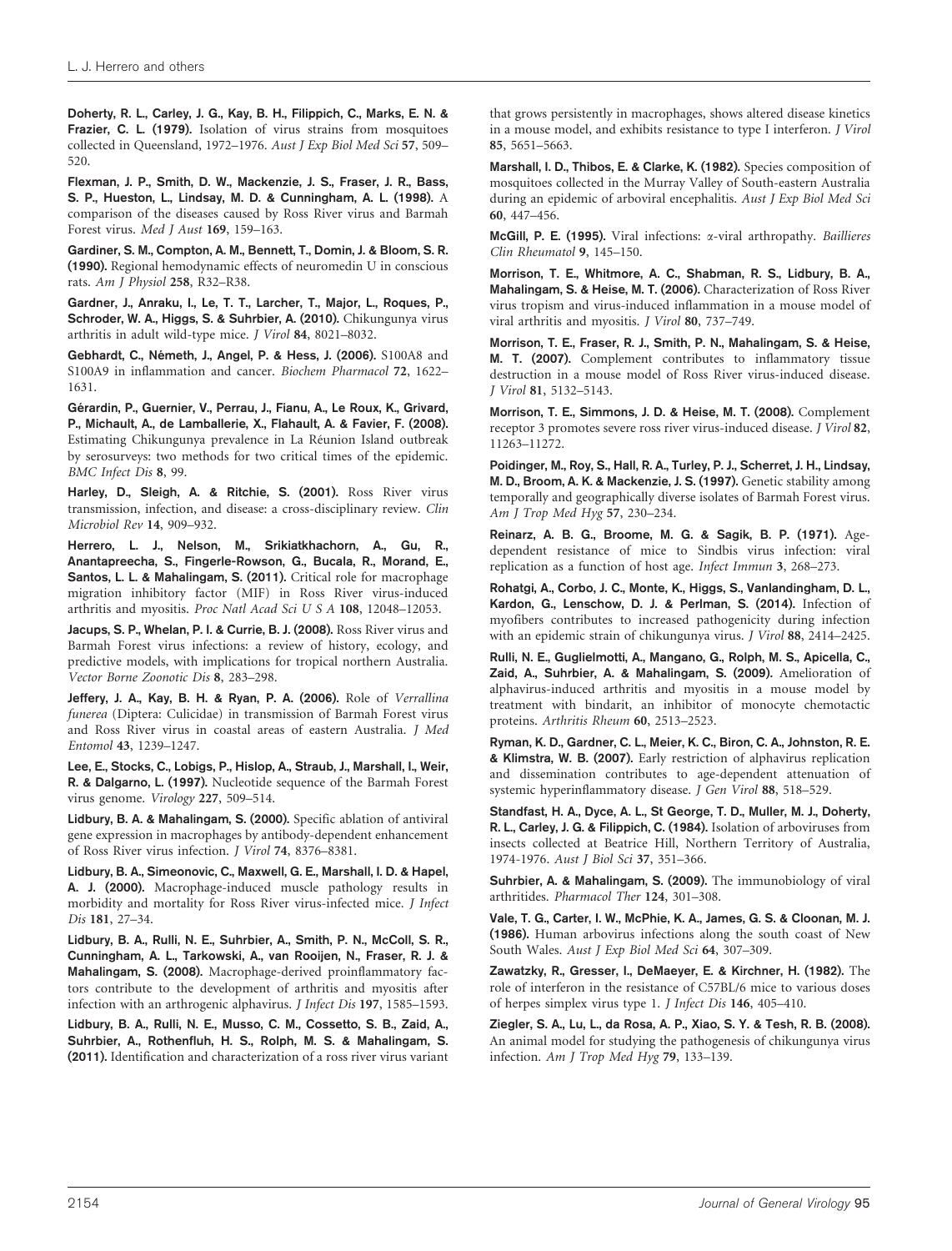**Doherty, R. L., Carley, J. G., Kay, B. H., Filippich, C., Marks, E. N. & Frazier, C. L. (1979).** Isolation of virus strains from mosquitoes collected in Queensland, 1972–1976. *Aust J Exp Biol Med Sci* **57**, 509–520.

**Flexman, J. P., Smith, D. W., Mackenzie, J. S., Fraser, J. R., Bass, S. P., Hueston, L., Lindsay, M. D. & Cunningham, A. L. (1998).** A comparison of the diseases caused by Ross River virus and Barmah Forest virus. *Med J Aust* **169**, 159–163.

**Gardiner, S. M., Compton, A. M., Bennett, T., Domin, J. & Bloom, S. R. (1990).** Regional hemodynamic effects of neuromedin U in conscious rats. *Am J Physiol* **258**, R32–R38.

**Gardner, J., Anraku, I., Le, T. T., Larcher, T., Major, L., Roques, P., Schroder, W. A., Higgs, S. & Suhrbier, A. (2010).** Chikungunya virus arthritis in adult wild-type mice. *J Virol* **84**, 8021–8032.

**Gebhardt, C., Németh, J., Angel, P. & Hess, J. (2006).** S100A8 and S100A9 in inflammation and cancer. *Biochem Pharmacol* **72**, 1622–1631.

**Gérardin, P., Guernier, V., Perrau, J., Fianu, A., Le Roux, K., Grivard, P., Michault, A., de Lamballerie, X., Flahault, A. & Favier, F. (2008).** Estimating Chikungunya prevalence in La Réunion Island outbreak by serosurveys: two methods for two critical times of the epidemic. *BMC Infect Dis* **8**, 99.

**Harley, D., Sleigh, A. & Ritchie, S. (2001).** Ross River virus transmission, infection, and disease: a cross-disciplinary review. *Clin Microbiol Rev* **14**, 909–932.

**Herrero, L. J., Nelson, M., Srikiatkhachorn, A., Gu, R., Anantapreecha, S., Fingerle-Rowson, G., Bucala, R., Morand, E., Santos, L. L. & Mahalingam, S. (2011).** Critical role for macrophage migration inhibitory factor (MIF) in Ross River virus-induced arthritis and myositis. *Proc Natl Acad Sci U S A* **108**, 12048–12053.

**Jacups, S. P., Whelan, P. I. & Currie, B. J. (2008).** Ross River virus and Barmah Forest virus infections: a review of history, ecology, and predictive models, with implications for tropical northern Australia. *Vector Borne Zoonotic Dis* **8**, 283–298.

**Jeffery, J. A., Kay, B. H. & Ryan, P. A. (2006).** Role of *Verrallina funerea* (Diptera: Culicidae) in transmission of Barmah Forest virus and Ross River virus in coastal areas of eastern Australia. *J Med Entomol* **43**, 1239–1247.

**Lee, E., Stocks, C., Lobigs, P., Hislop, A., Straub, J., Marshall, I., Weir, R. & Dalgarno, L. (1997).** Nucleotide sequence of the Barmah Forest virus genome. *Virology* **227**, 509–514.

**Lidbury, B. A. & Mahalingam, S. (2000).** Specific ablation of antiviral gene expression in macrophages by antibody-dependent enhancement of Ross River virus infection. *J Virol* **74**, 8376–8381.

**Lidbury, B. A., Simeonovic, C., Maxwell, G. E., Marshall, I. D. & Hapel, A. J. (2000).** Macrophage-induced muscle pathology results in morbidity and mortality for Ross River virus-infected mice. *J Infect Dis* **181**, 27–34.

**Lidbury, B. A., Rulli, N. E., Suhrbier, A., Smith, P. N., McColl, S. R., Cunningham, A. L., Tarkowski, A., van Rooijen, N., Fraser, R. J. & Mahalingam, S. (2008).** Macrophage-derived proinflammatory factors contribute to the development of arthritis and myositis after infection with an arthrogenic alphavirus. *J Infect Dis* **197**, 1585–1593.

**Lidbury, B. A., Rulli, N. E., Musso, C. M., Cossetto, S. B., Zaid, A., Suhrbier, A., Rothenfluh, H. S., Rolph, M. S. & Mahalingam, S. (2011).** Identification and characterization of a ross river virus variant that grows persistently in macrophages, shows altered disease kinetics in a mouse model, and exhibits resistance to type I interferon. *J Virol* **85**, 5651–5663.

**Marshall, I. D., Thibos, E. & Clarke, K. (1982).** Species composition of mosquitoes collected in the Murray Valley of South-eastern Australia during an epidemic of arboviral encephalitis. *Aust J Exp Biol Med Sci* **60**, 447–456.

**McGill, P. E. (1995).** Viral infections: α-viral arthropathy. *Baillieres Clin Rheumatol* **9**, 145–150.

**Morrison, T. E., Whitmore, A. C., Shabman, R. S., Lidbury, B. A., Mahalingam, S. & Heise, M. T. (2006).** Characterization of Ross River virus tropism and virus-induced inflammation in a mouse model of viral arthritis and myositis. *J Virol* **80**, 737–749.

**Morrison, T. E., Fraser, R. J., Smith, P. N., Mahalingam, S. & Heise, M. T. (2007).** Complement contributes to inflammatory tissue destruction in a mouse model of Ross River virus-induced disease. *J Virol* **81**, 5132–5143.

**Morrison, T. E., Simmons, J. D. & Heise, M. T. (2008).** Complement receptor 3 promotes severe ross river virus-induced disease. *J Virol* **82**, 11263–11272.

**Poidinger, M., Roy, S., Hall, R. A., Turley, P. J., Scherret, J. H., Lindsay, M. D., Broom, A. K. & Mackenzie, J. S. (1997).** Genetic stability among temporally and geographically diverse isolates of Barmah Forest virus. *Am J Trop Med Hyg* **57**, 230–234.

**Reinarz, A. B. G., Broome, M. G. & Sagik, B. P. (1971).** Age-dependent resistance of mice to Sindbis virus infection: viral replication as a function of host age. *Infect Immun* **3**, 268–273.

**Rohatgi, A., Corbo, J. C., Monte, K., Higgs, S., Vanlandingham, D. L., Kardon, G., Lenschow, D. J. & Perlman, S. (2014).** Infection of myofibers contributes to increased pathogenicity during infection with an epidemic strain of chikungunya virus. *J Virol* **88**, 2414–2425.

**Rulli, N. E., Guglielmotti, A., Mangano, G., Rolph, M. S., Apicella, C., Zaid, A., Suhrbier, A. & Mahalingam, S. (2009).** Amelioration of alphavirus-induced arthritis and myositis in a mouse model by treatment with bindarit, an inhibitor of monocyte chemotactic proteins. *Arthritis Rheum* **60**, 2513–2523.

**Ryman, K. D., Gardner, C. L., Meier, K. C., Biron, C. A., Johnston, R. E. & Klimstra, W. B. (2007).** Early restriction of alphavirus replication and dissemination contributes to age-dependent attenuation of systemic hyperinflammatory disease. *J Gen Virol* **88**, 518–529.

**Standfast, H. A., Dyce, A. L., St George, T. D., Muller, M. J., Doherty, R. L., Carley, J. G. & Filippich, C. (1984).** Isolation of arboviruses from insects collected at Beatrice Hill, Northern Territory of Australia, 1974-1976. *Aust J Biol Sci* **37**, 351–366.

**Suhrbier, A. & Mahalingam, S. (2009).** The immunobiology of viral arthritides. *Pharmacol Ther* **124**, 301–308.

**Vale, T. G., Carter, I. W., McPhie, K. A., James, G. S. & Cloonan, M. J. (1986).** Human arbovirus infections along the south coast of New South Wales. *Aust J Exp Biol Med Sci* **64**, 307–309.

**Zawatzky, R., Gresser, I., DeMaeyer, E. & Kirchner, H. (1982).** The role of interferon in the resistance of C57BL/6 mice to various doses of herpes simplex virus type 1. *J Infect Dis* **146**, 405–410.

**Ziegler, S. A., Lu, L., da Rosa, A. P., Xiao, S. Y. & Tesh, R. B. (2008).** An animal model for studying the pathogenesis of chikungunya virus infection. *Am J Trop Med Hyg* **79**, 133–139.